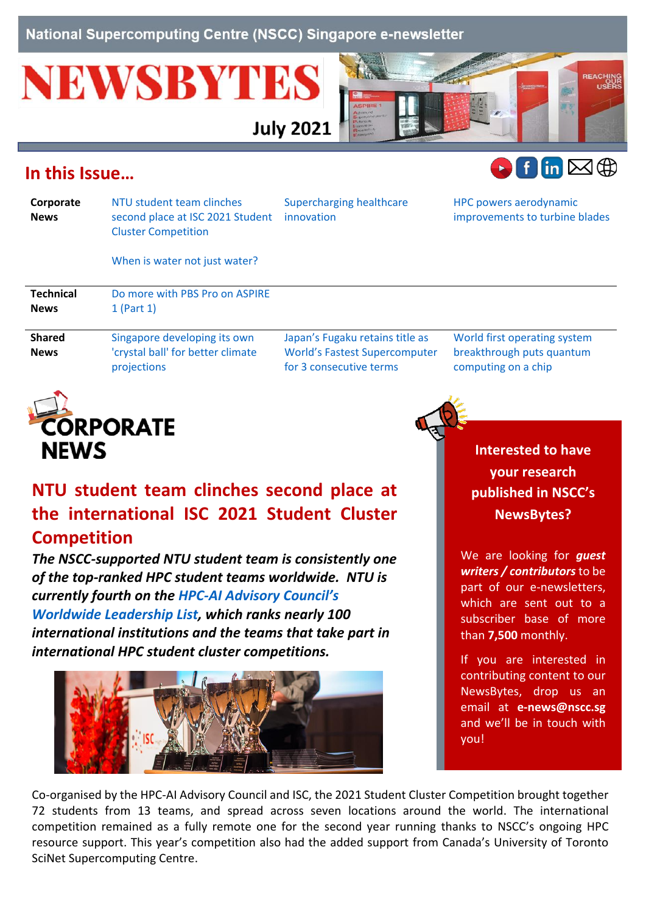National Supercomputing Centre (NSCC) Singapore e-newsletter

# NEWSBYTES

July 2021

## In this Issue…

| | | | |
|---|---|---|---|
| **Corporate News** | NTU student team clinches second place at ISC 2021 Student Cluster Competition<br><br>When is water not just water? | Supercharging healthcare innovation | HPC powers aerodynamic improvements to turbine blades |
| **Technical News** | Do more with PBS Pro on ASPIRE 1 (Part 1) | | |
| **Shared News** | Singapore developing its own 'crystal ball' for better climate projections | Japan's Fugaku retains title as World's Fastest Supercomputer for 3 consecutive terms | World first operating system breakthrough puts quantum computing on a chip |

# CORPORATE NEWS

## NTU student team clinches second place at the international ISC 2021 Student Cluster Competition

***The NSCC-supported NTU student team is consistently one of the top-ranked HPC student teams worldwide. NTU is currently fourth on the HPC-AI Advisory Council's Worldwide Leadership List, which ranks nearly 100 international institutions and the teams that take part in international HPC student cluster competitions.***

Co-organised by the HPC-AI Advisory Council and ISC, the 2021 Student Cluster Competition brought together 72 students from 13 teams, and spread across seven locations around the world. The international competition remained as a fully remote one for the second year running thanks to NSCC's ongoing HPC resource support. This year's competition also had the added support from Canada's University of Toronto SciNet Supercomputing Centre.

**Interested to have your research published in NSCC's NewsBytes?**

We are looking for ***guest writers / contributors*** to be part of our e-newsletters, which are sent out to a subscriber base of more than **7,500** monthly.

If you are interested in contributing content to our NewsBytes, drop us an email at **e-news@nscc.sg** and we'll be in touch with you!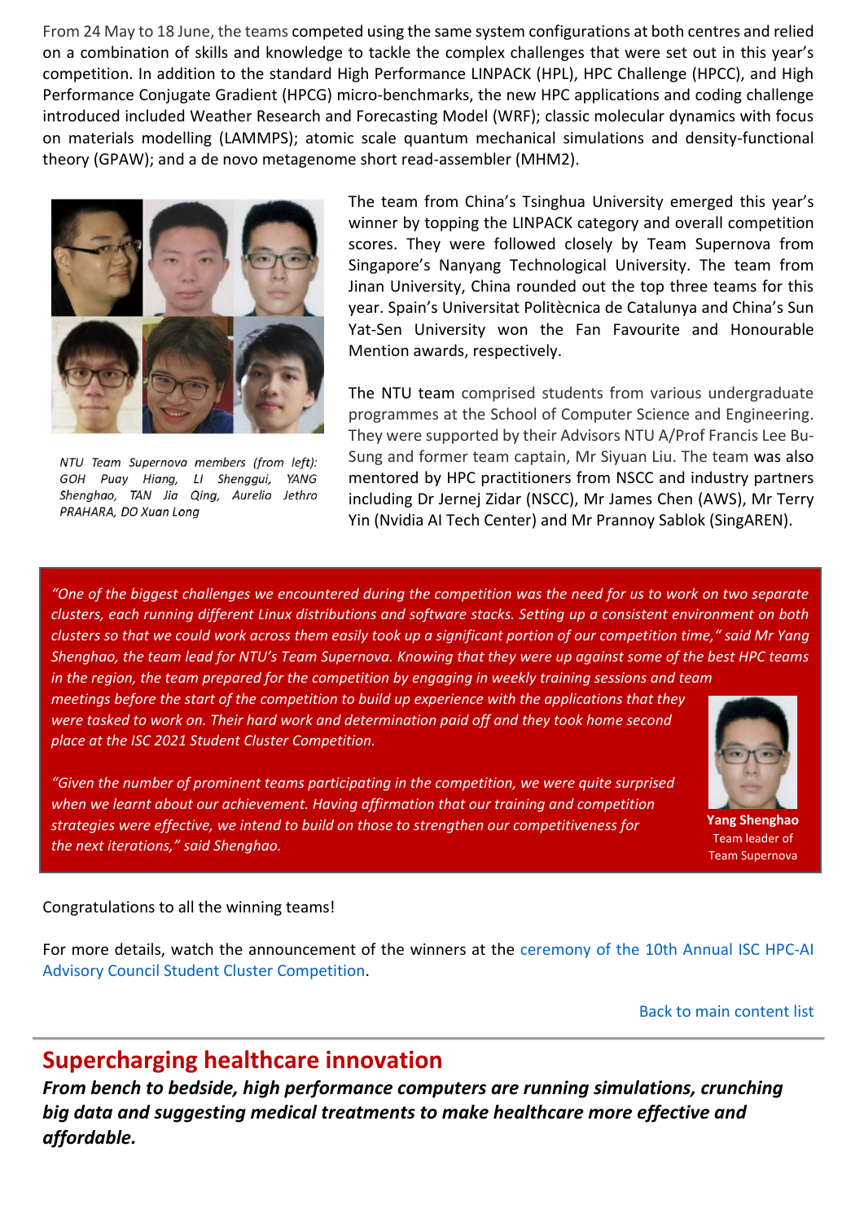From 24 May to 18 June, the teams competed using the same system configurations at both centres and relied on a combination of skills and knowledge to tackle the complex challenges that were set out in this year's competition. In addition to the standard High Performance LINPACK (HPL), HPC Challenge (HPCC), and High Performance Conjugate Gradient (HPCG) micro-benchmarks, the new HPC applications and coding challenge introduced included Weather Research and Forecasting Model (WRF); classic molecular dynamics with focus on materials modelling (LAMMPS); atomic scale quantum mechanical simulations and density-functional theory (GPAW); and a de novo metagenome short read-assembler (MHM2).

*NTU Team Supernova members (from left): GOH Puay Hiang, LI Shenggui, YANG Shenghao, TAN Jia Qing, Aurelio Jethro PRAHARA, DO Xuan Long*

The team from China's Tsinghua University emerged this year's winner by topping the LINPACK category and overall competition scores. They were followed closely by Team Supernova from Singapore's Nanyang Technological University. The team from Jinan University, China rounded out the top three teams for this year. Spain's Universitat Politècnica de Catalunya and China's Sun Yat-Sen University won the Fan Favourite and Honourable Mention awards, respectively.

The NTU team comprised students from various undergraduate programmes at the School of Computer Science and Engineering. They were supported by their Advisors NTU A/Prof Francis Lee Bu-Sung and former team captain, Mr Siyuan Liu. The team was also mentored by HPC practitioners from NSCC and industry partners including Dr Jernej Zidar (NSCC), Mr James Chen (AWS), Mr Terry Yin (Nvidia AI Tech Center) and Mr Prannoy Sablok (SingAREN).

*"One of the biggest challenges we encountered during the competition was the need for us to work on two separate clusters, each running different Linux distributions and software stacks. Setting up a consistent environment on both clusters so that we could work across them easily took up a significant portion of our competition time," said Mr Yang Shenghao, the team lead for NTU's Team Supernova. Knowing that they were up against some of the best HPC teams in the region, the team prepared for the competition by engaging in weekly training sessions and team meetings before the start of the competition to build up experience with the applications that they were tasked to work on. Their hard work and determination paid off and they took home second place at the ISC 2021 Student Cluster Competition.*

*"Given the number of prominent teams participating in the competition, we were quite surprised when we learnt about our achievement. Having affirmation that our training and competition strategies were effective, we intend to build on those to strengthen our competitiveness for the next iterations," said Shenghao.*

**Yang Shenghao**
Team leader of Team Supernova

Congratulations to all the winning teams!

For more details, watch the announcement of the winners at the ceremony of the 10th Annual ISC HPC-AI Advisory Council Student Cluster Competition.

Back to main content list

## Supercharging healthcare innovation

***From bench to bedside, high performance computers are running simulations, crunching big data and suggesting medical treatments to make healthcare more effective and affordable.***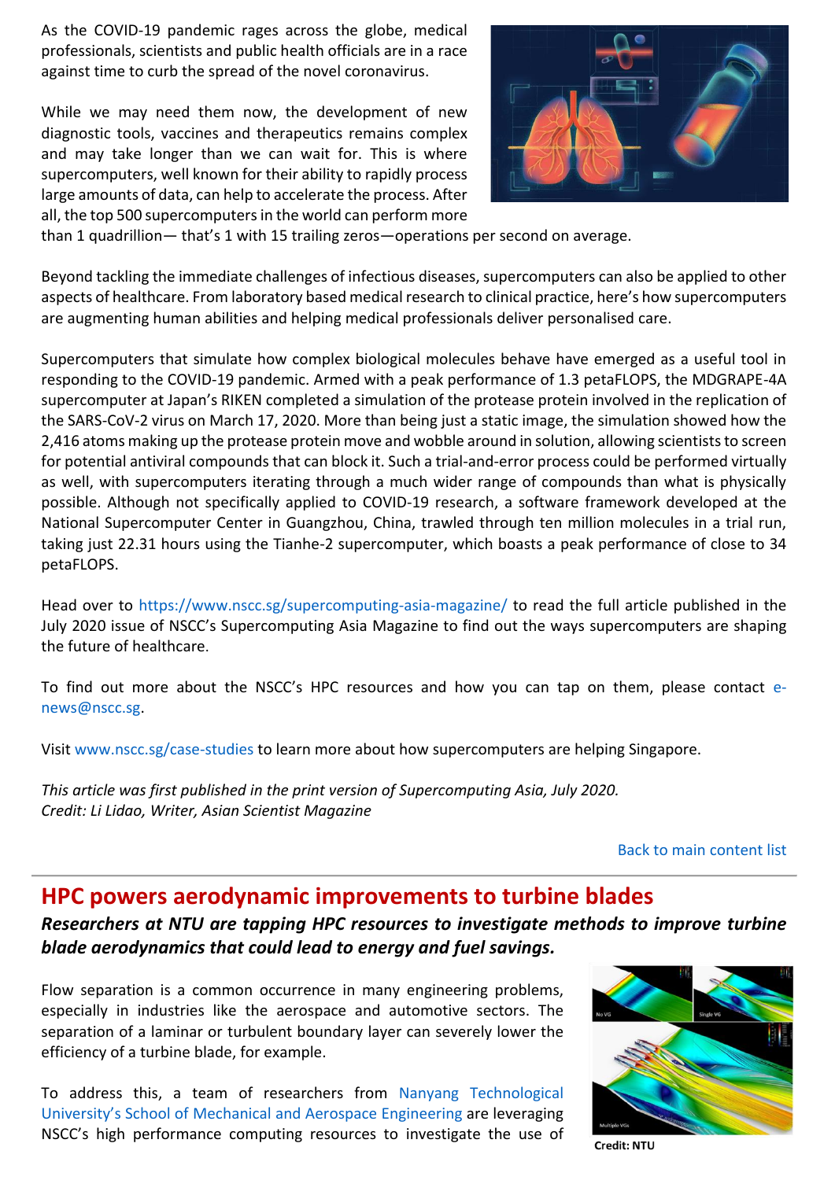As the COVID-19 pandemic rages across the globe, medical professionals, scientists and public health officials are in a race against time to curb the spread of the novel coronavirus.

While we may need them now, the development of new diagnostic tools, vaccines and therapeutics remains complex and may take longer than we can wait for. This is where supercomputers, well known for their ability to rapidly process large amounts of data, can help to accelerate the process. After all, the top 500 supercomputers in the world can perform more than 1 quadrillion— that's 1 with 15 trailing zeros—operations per second on average.

Beyond tackling the immediate challenges of infectious diseases, supercomputers can also be applied to other aspects of healthcare. From laboratory based medical research to clinical practice, here's how supercomputers are augmenting human abilities and helping medical professionals deliver personalised care.

Supercomputers that simulate how complex biological molecules behave have emerged as a useful tool in responding to the COVID-19 pandemic. Armed with a peak performance of 1.3 petaFLOPS, the MDGRAPE-4A supercomputer at Japan's RIKEN completed a simulation of the protease protein involved in the replication of the SARS-CoV-2 virus on March 17, 2020. More than being just a static image, the simulation showed how the 2,416 atoms making up the protease protein move and wobble around in solution, allowing scientists to screen for potential antiviral compounds that can block it. Such a trial-and-error process could be performed virtually as well, with supercomputers iterating through a much wider range of compounds than what is physically possible. Although not specifically applied to COVID-19 research, a software framework developed at the National Supercomputer Center in Guangzhou, China, trawled through ten million molecules in a trial run, taking just 22.31 hours using the Tianhe-2 supercomputer, which boasts a peak performance of close to 34 petaFLOPS.

Head over to https://www.nscc.sg/supercomputing-asia-magazine/ to read the full article published in the July 2020 issue of NSCC's Supercomputing Asia Magazine to find out the ways supercomputers are shaping the future of healthcare.

To find out more about the NSCC's HPC resources and how you can tap on them, please contact e-news@nscc.sg.

Visit www.nscc.sg/case-studies to learn more about how supercomputers are helping Singapore.

*This article was first published in the print version of Supercomputing Asia, July 2020.*
*Credit: Li Lidao, Writer, Asian Scientist Magazine*

Back to main content list

## HPC powers aerodynamic improvements to turbine blades

***Researchers at NTU are tapping HPC resources to investigate methods to improve turbine blade aerodynamics that could lead to energy and fuel savings.***

Flow separation is a common occurrence in many engineering problems, especially in industries like the aerospace and automotive sectors. The separation of a laminar or turbulent boundary layer can severely lower the efficiency of a turbine blade, for example.

To address this, a team of researchers from Nanyang Technological University's School of Mechanical and Aerospace Engineering are leveraging NSCC's high performance computing resources to investigate the use of

Credit: NTU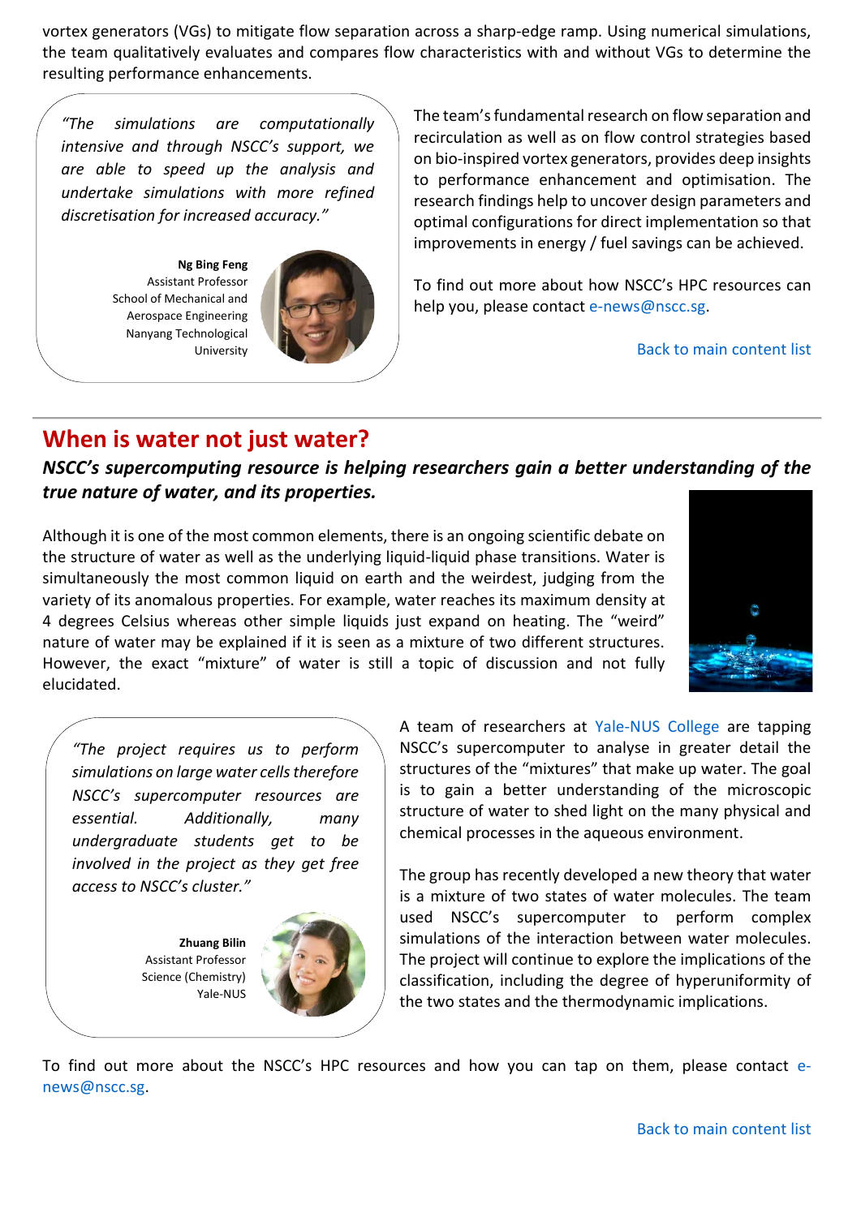vortex generators (VGs) to mitigate flow separation across a sharp-edge ramp. Using numerical simulations, the team qualitatively evaluates and compares flow characteristics with and without VGs to determine the resulting performance enhancements.

> *"The simulations are computationally intensive and through NSCC's support, we are able to speed up the analysis and undertake simulations with more refined discretisation for increased accuracy."*
>
> **Ng Bing Feng**
> Assistant Professor
> School of Mechanical and Aerospace Engineering
> Nanyang Technological University

The team's fundamental research on flow separation and recirculation as well as on flow control strategies based on bio-inspired vortex generators, provides deep insights to performance enhancement and optimisation. The research findings help to uncover design parameters and optimal configurations for direct implementation so that improvements in energy / fuel savings can be achieved.

To find out more about how NSCC's HPC resources can help you, please contact e-news@nscc.sg.

Back to main content list

## When is water not just water?

***NSCC's supercomputing resource is helping researchers gain a better understanding of the true nature of water, and its properties.***

Although it is one of the most common elements, there is an ongoing scientific debate on the structure of water as well as the underlying liquid-liquid phase transitions. Water is simultaneously the most common liquid on earth and the weirdest, judging from the variety of its anomalous properties. For example, water reaches its maximum density at 4 degrees Celsius whereas other simple liquids just expand on heating. The "weird" nature of water may be explained if it is seen as a mixture of two different structures. However, the exact "mixture" of water is still a topic of discussion and not fully elucidated.

> *"The project requires us to perform simulations on large water cells therefore NSCC's supercomputer resources are essential. Additionally, many undergraduate students get to be involved in the project as they get free access to NSCC's cluster."*
>
> **Zhuang Bilin**
> Assistant Professor
> Science (Chemistry)
> Yale-NUS

A team of researchers at Yale-NUS College are tapping NSCC's supercomputer to analyse in greater detail the structures of the "mixtures" that make up water. The goal is to gain a better understanding of the microscopic structure of water to shed light on the many physical and chemical processes in the aqueous environment.

The group has recently developed a new theory that water is a mixture of two states of water molecules. The team used NSCC's supercomputer to perform complex simulations of the interaction between water molecules. The project will continue to explore the implications of the classification, including the degree of hyperuniformity of the two states and the thermodynamic implications.

To find out more about the NSCC's HPC resources and how you can tap on them, please contact e-news@nscc.sg.

Back to main content list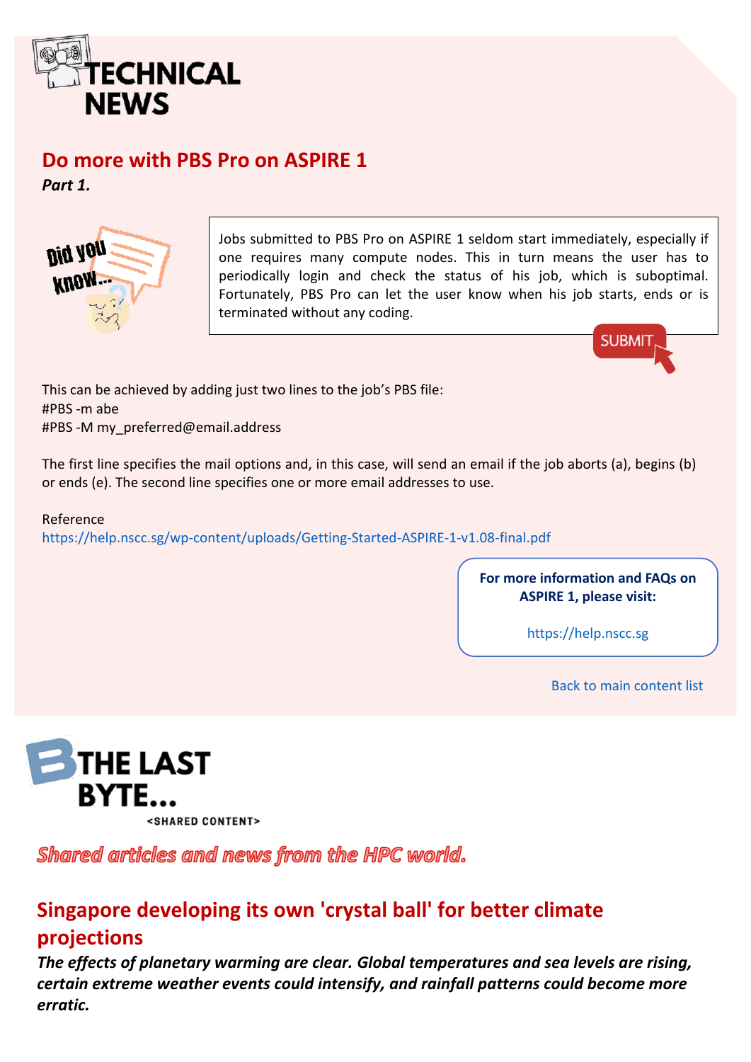# TECHNICAL NEWS

## Do more with PBS Pro on ASPIRE 1

***Part 1.***

Did you know...

Jobs submitted to PBS Pro on ASPIRE 1 seldom start immediately, especially if one requires many compute nodes. This in turn means the user has to periodically login and check the status of his job, which is suboptimal. Fortunately, PBS Pro can let the user know when his job starts, ends or is terminated without any coding.

This can be achieved by adding just two lines to the job's PBS file:

```
#PBS -m abe
#PBS -M my_preferred@email.address
```

The first line specifies the mail options and, in this case, will send an email if the job aborts (a), begins (b) or ends (e). The second line specifies one or more email addresses to use.

Reference
https://help.nscc.sg/wp-content/uploads/Getting-Started-ASPIRE-1-v1.08-final.pdf

**For more information and FAQs on ASPIRE 1, please visit:**

https://help.nscc.sg

Back to main content list

# THE LAST BYTE...

<SHARED CONTENT>

***Shared articles and news from the HPC world.***

## Singapore developing its own 'crystal ball' for better climate projections

***The effects of planetary warming are clear. Global temperatures and sea levels are rising, certain extreme weather events could intensify, and rainfall patterns could become more erratic.***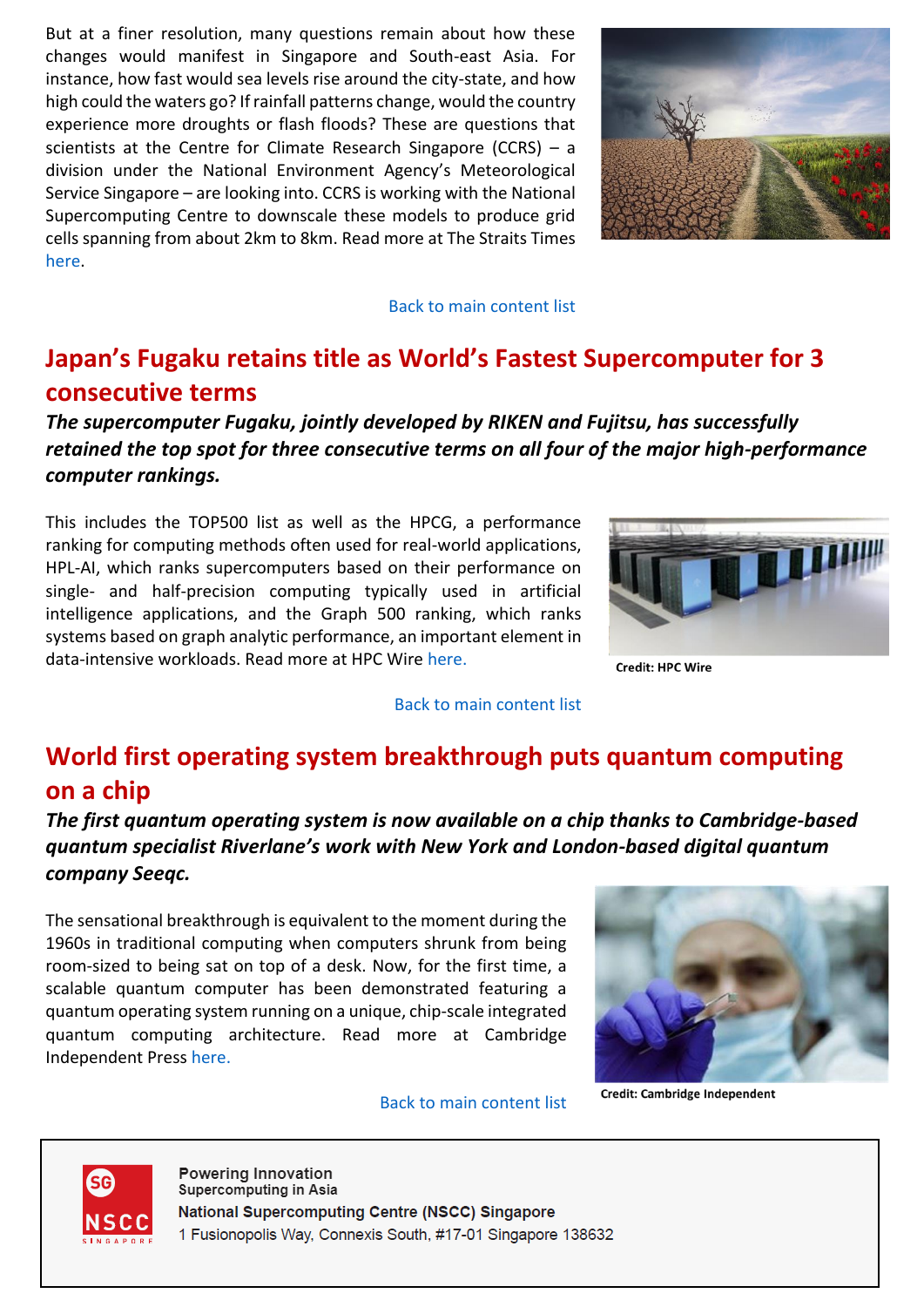But at a finer resolution, many questions remain about how these changes would manifest in Singapore and South-east Asia. For instance, how fast would sea levels rise around the city-state, and how high could the waters go? If rainfall patterns change, would the country experience more droughts or flash floods? These are questions that scientists at the Centre for Climate Research Singapore (CCRS) – a division under the National Environment Agency's Meteorological Service Singapore – are looking into. CCRS is working with the National Supercomputing Centre to downscale these models to produce grid cells spanning from about 2km to 8km. Read more at The Straits Times here.

Back to main content list

## Japan's Fugaku retains title as World's Fastest Supercomputer for 3 consecutive terms

***The supercomputer Fugaku, jointly developed by RIKEN and Fujitsu, has successfully retained the top spot for three consecutive terms on all four of the major high-performance computer rankings.***

This includes the TOP500 list as well as the HPCG, a performance ranking for computing methods often used for real-world applications, HPL-AI, which ranks supercomputers based on their performance on single- and half-precision computing typically used in artificial intelligence applications, and the Graph 500 ranking, which ranks systems based on graph analytic performance, an important element in data-intensive workloads. Read more at HPC Wire here.

Credit: HPC Wire

Back to main content list

## World first operating system breakthrough puts quantum computing on a chip

***The first quantum operating system is now available on a chip thanks to Cambridge-based quantum specialist Riverlane's work with New York and London-based digital quantum company Seeqc.***

The sensational breakthrough is equivalent to the moment during the 1960s in traditional computing when computers shrunk from being room-sized to being sat on top of a desk. Now, for the first time, a scalable quantum computer has been demonstrated featuring a quantum operating system running on a unique, chip-scale integrated quantum computing architecture. Read more at Cambridge Independent Press here.

Credit: Cambridge Independent

Back to main content list

Powering Innovation
Supercomputing in Asia
**National Supercomputing Centre (NSCC) Singapore**
1 Fusionopolis Way, Connexis South, #17-01 Singapore 138632